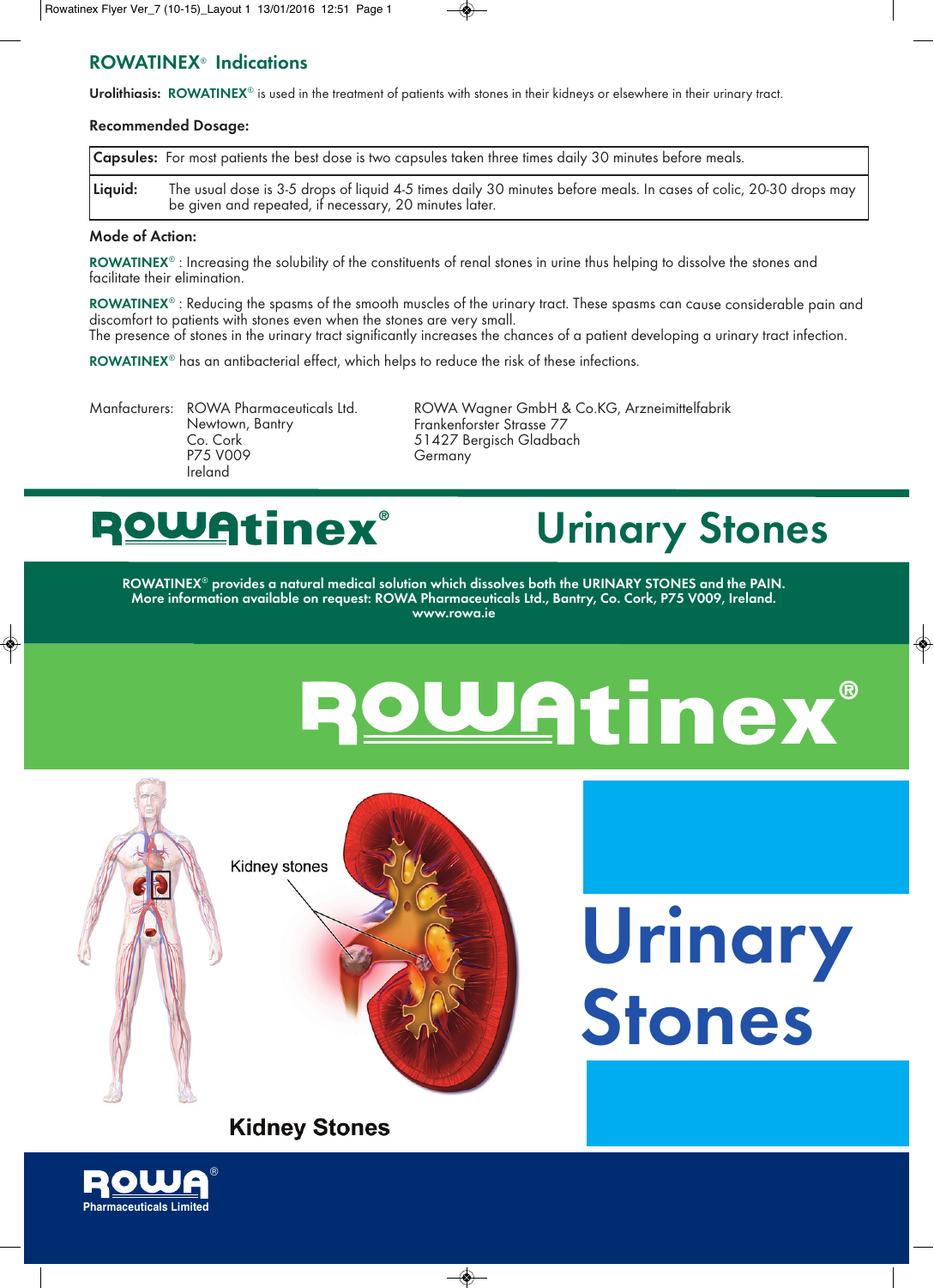## ROWATINEX® Indications

**Urolithiasis:** ROWATINEX® is used in the treatment of patients with stones in their kidneys or elsewhere in their urinary tract.

**Recommended Dosage:**

| | |
|---|---|
| **Capsules:** | For most patients the best dose is two capsules taken three times daily 30 minutes before meals. |
| **Liquid:** | The usual dose is 3-5 drops of liquid 4-5 times daily 30 minutes before meals. In cases of colic, 20-30 drops may be given and repeated, if necessary, 20 minutes later. |

**Mode of Action:**

ROWATINEX® : Increasing the solubility of the constituents of renal stones in urine thus helping to dissolve the stones and facilitate their elimination.

ROWATINEX® : Reducing the spasms of the smooth muscles of the urinary tract. These spasms can cause considerable pain and discomfort to patients with stones even when the stones are very small.
The presence of stones in the urinary tract significantly increases the chances of a patient developing a urinary tract infection.

ROWATINEX® has an antibacterial effect, which helps to reduce the risk of these infections.

Manfacturers: ROWA Pharmaceuticals Ltd.
Newtown, Bantry
Co. Cork
P75 V009
Ireland

ROWA Wagner GmbH & Co.KG, Arzneimittelfabrik
Frankenforster Strasse 77
51427 Bergisch Gladbach
Germany

# ROWAtinex® Urinary Stones

**ROWATINEX® provides a natural medical solution which dissolves both the URINARY STONES and the PAIN.**
**More information available on request: ROWA Pharmaceuticals Ltd., Bantry, Co. Cork, P75 V009, Ireland.**
**www.rowa.ie**

# ROWAtinex®

Kidney stones

**Kidney Stones**

# Urinary Stones

ROWA® Pharmaceuticals Limited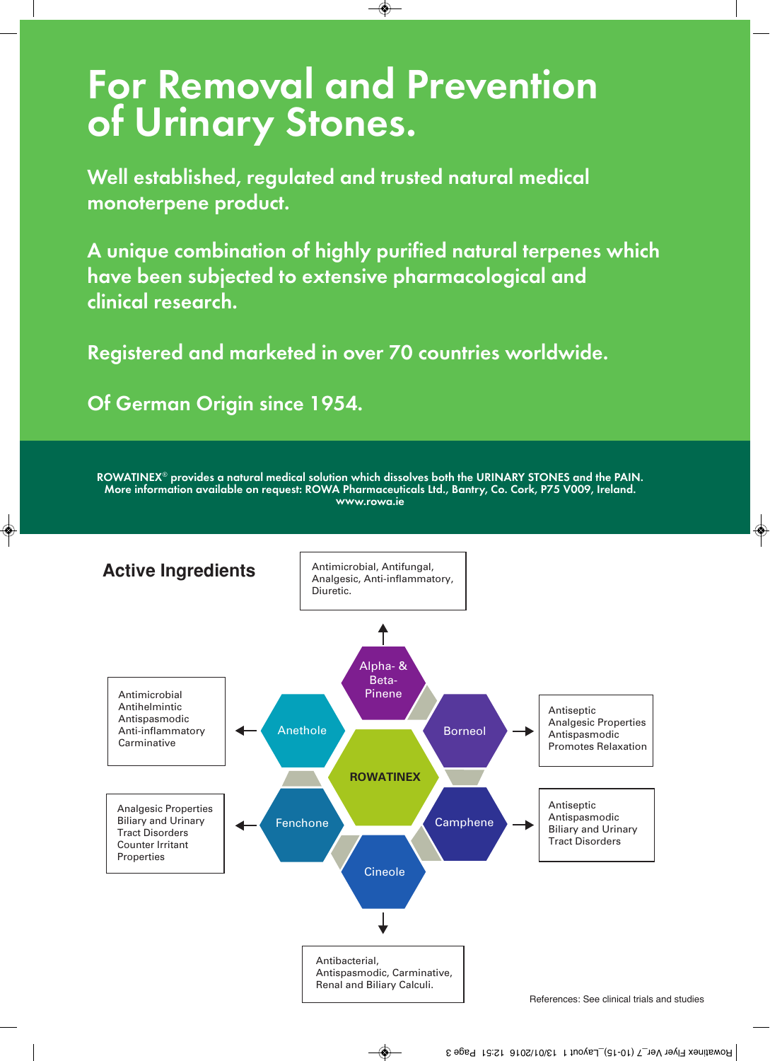# For Removal and Prevention of Urinary Stones.

**Well established, regulated and trusted natural medical monoterpene product.**

**A unique combination of highly purified natural terpenes which have been subjected to extensive pharmacological and clinical research.**

**Registered and marketed in over 70 countries worldwide.**

**Of German Origin since 1954.**

**ROWATINEX® provides a natural medical solution which dissolves both the URINARY STONES and the PAIN. More information available on request: ROWA Pharmaceuticals Ltd., Bantry, Co. Cork, P75 V009, Ireland. www.rowa.ie**

## Active Ingredients

**ROWATINEX**

**Alpha- & Beta-Pinene**
Antimicrobial, Antifungal, Analgesic, Anti-inflammatory, Diuretic.

**Anethole**
- Antimicrobial
- Antihelmintic
- Antispasmodic
- Anti-inflammatory
- Carminative

**Borneol**
- Antiseptic
- Analgesic Properties
- Antispasmodic
- Promotes Relaxation

**Fenchone**
- Analgesic Properties
- Biliary and Urinary Tract Disorders
- Counter Irritant Properties

**Camphene**
- Antiseptic
- Antispasmodic
- Biliary and Urinary Tract Disorders

**Cineole**
Antibacterial, Antispasmodic, Carminative, Renal and Biliary Calculi.

References: See clinical trials and studies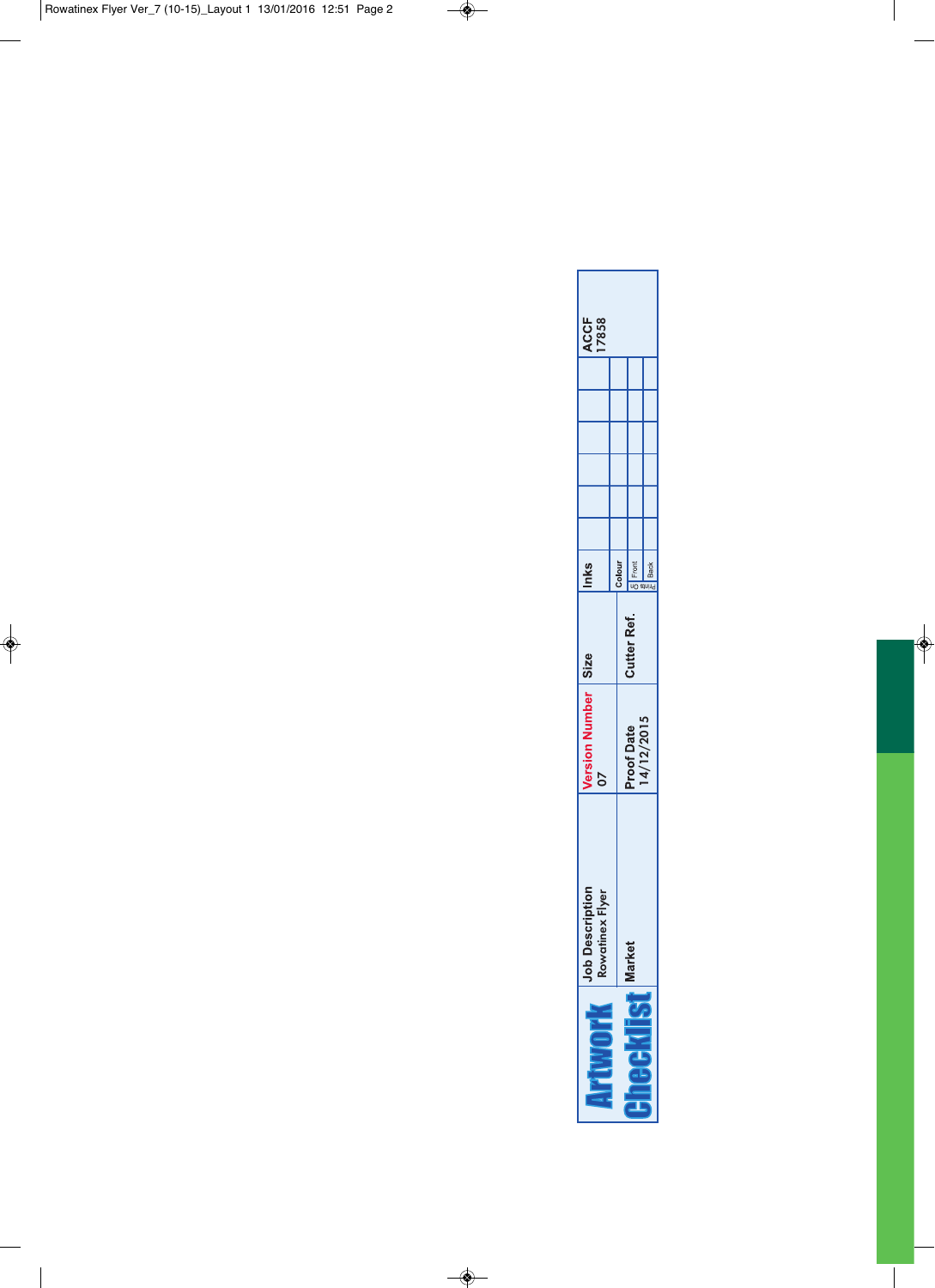# Artwork Checklist

| Job Description | Version Number | Size | Inks | | | | | | ACCF |
|---|---|---|---|---|---|---|---|---|---|
| Rowatinex Flyer | 07 | | | | | | | | 17858 |
| Market | Proof Date 14/12/2015 | Cutter Ref. | Colour | | | | | | |
| | | | Front | | | | | | |
| | | | Back | | | | | | |